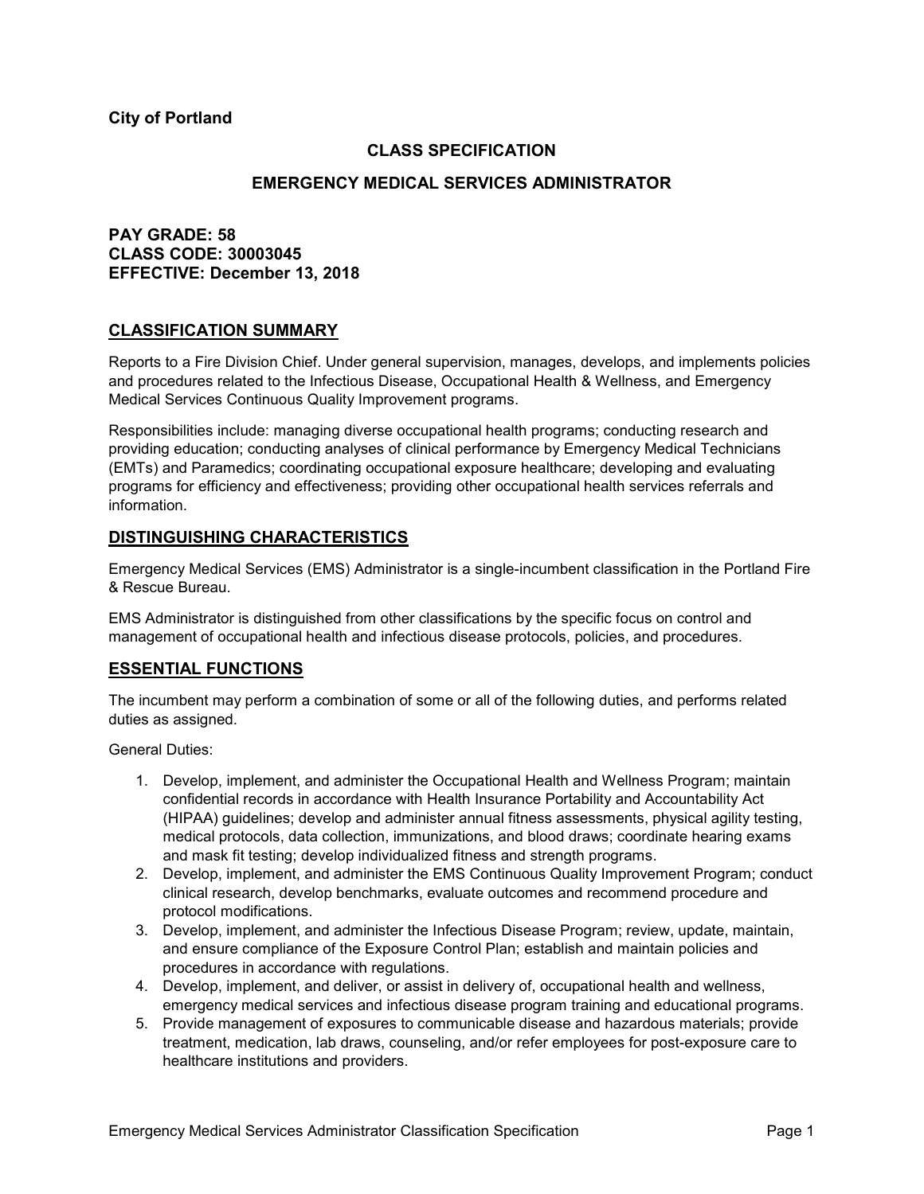**City of Portland**

# CLASS SPECIFICATION

# EMERGENCY MEDICAL SERVICES ADMINISTRATOR

**PAY GRADE: 58**
**CLASS CODE: 30003045**
**EFFECTIVE: December 13, 2018**

## CLASSIFICATION SUMMARY

Reports to a Fire Division Chief. Under general supervision, manages, develops, and implements policies and procedures related to the Infectious Disease, Occupational Health & Wellness, and Emergency Medical Services Continuous Quality Improvement programs.

Responsibilities include: managing diverse occupational health programs; conducting research and providing education; conducting analyses of clinical performance by Emergency Medical Technicians (EMTs) and Paramedics; coordinating occupational exposure healthcare; developing and evaluating programs for efficiency and effectiveness; providing other occupational health services referrals and information.

## DISTINGUISHING CHARACTERISTICS

Emergency Medical Services (EMS) Administrator is a single-incumbent classification in the Portland Fire & Rescue Bureau.

EMS Administrator is distinguished from other classifications by the specific focus on control and management of occupational health and infectious disease protocols, policies, and procedures.

## ESSENTIAL FUNCTIONS

The incumbent may perform a combination of some or all of the following duties, and performs related duties as assigned.

General Duties:

1. Develop, implement, and administer the Occupational Health and Wellness Program; maintain confidential records in accordance with Health Insurance Portability and Accountability Act (HIPAA) guidelines; develop and administer annual fitness assessments, physical agility testing, medical protocols, data collection, immunizations, and blood draws; coordinate hearing exams and mask fit testing; develop individualized fitness and strength programs.
2. Develop, implement, and administer the EMS Continuous Quality Improvement Program; conduct clinical research, develop benchmarks, evaluate outcomes and recommend procedure and protocol modifications.
3. Develop, implement, and administer the Infectious Disease Program; review, update, maintain, and ensure compliance of the Exposure Control Plan; establish and maintain policies and procedures in accordance with regulations.
4. Develop, implement, and deliver, or assist in delivery of, occupational health and wellness, emergency medical services and infectious disease program training and educational programs.
5. Provide management of exposures to communicable disease and hazardous materials; provide treatment, medication, lab draws, counseling, and/or refer employees for post-exposure care to healthcare institutions and providers.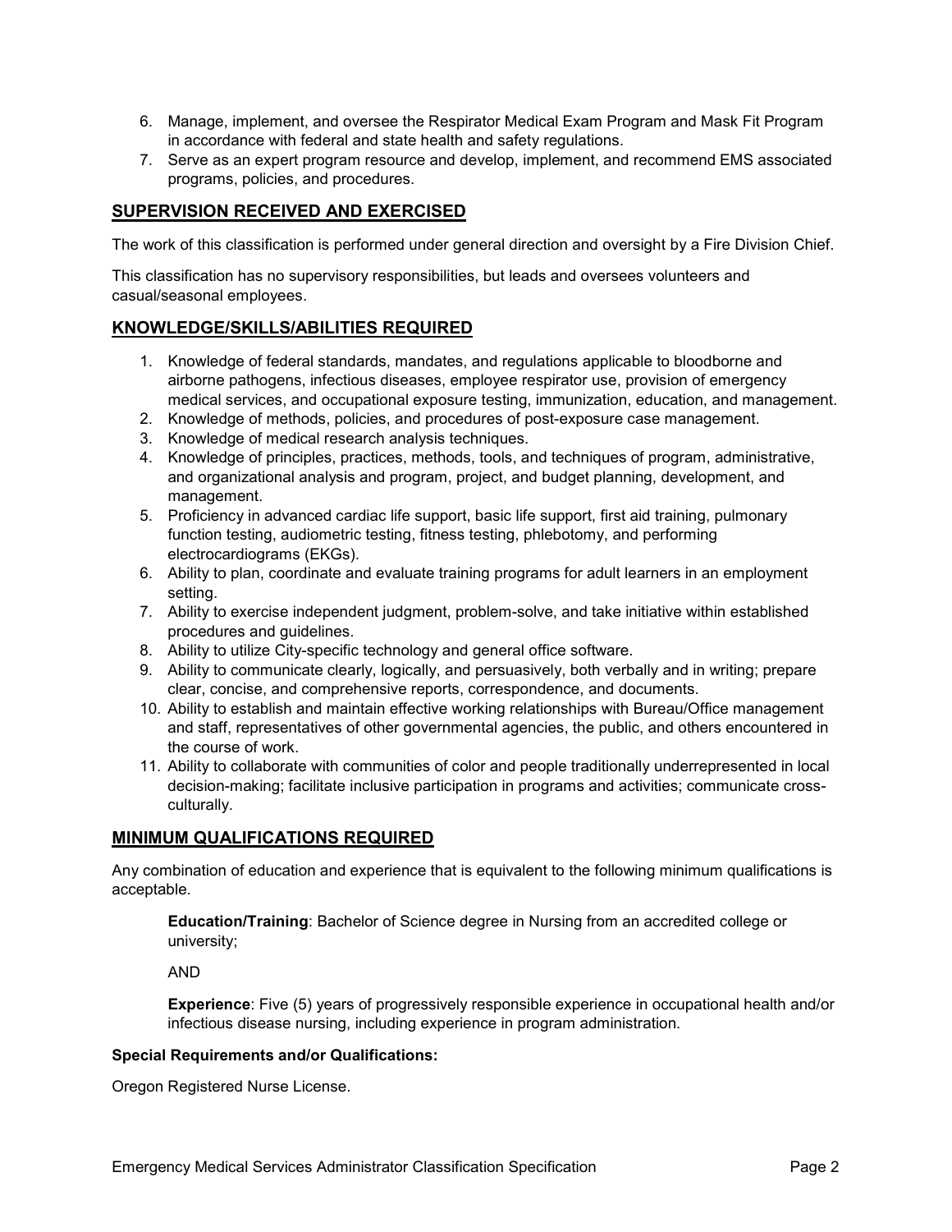6. Manage, implement, and oversee the Respirator Medical Exam Program and Mask Fit Program in accordance with federal and state health and safety regulations.
7. Serve as an expert program resource and develop, implement, and recommend EMS associated programs, policies, and procedures.

## SUPERVISION RECEIVED AND EXERCISED

The work of this classification is performed under general direction and oversight by a Fire Division Chief.

This classification has no supervisory responsibilities, but leads and oversees volunteers and casual/seasonal employees.

## KNOWLEDGE/SKILLS/ABILITIES REQUIRED

1. Knowledge of federal standards, mandates, and regulations applicable to bloodborne and airborne pathogens, infectious diseases, employee respirator use, provision of emergency medical services, and occupational exposure testing, immunization, education, and management.
2. Knowledge of methods, policies, and procedures of post-exposure case management.
3. Knowledge of medical research analysis techniques.
4. Knowledge of principles, practices, methods, tools, and techniques of program, administrative, and organizational analysis and program, project, and budget planning, development, and management.
5. Proficiency in advanced cardiac life support, basic life support, first aid training, pulmonary function testing, audiometric testing, fitness testing, phlebotomy, and performing electrocardiograms (EKGs).
6. Ability to plan, coordinate and evaluate training programs for adult learners in an employment setting.
7. Ability to exercise independent judgment, problem-solve, and take initiative within established procedures and guidelines.
8. Ability to utilize City-specific technology and general office software.
9. Ability to communicate clearly, logically, and persuasively, both verbally and in writing; prepare clear, concise, and comprehensive reports, correspondence, and documents.
10. Ability to establish and maintain effective working relationships with Bureau/Office management and staff, representatives of other governmental agencies, the public, and others encountered in the course of work.
11. Ability to collaborate with communities of color and people traditionally underrepresented in local decision-making; facilitate inclusive participation in programs and activities; communicate cross-culturally.

## MINIMUM QUALIFICATIONS REQUIRED

Any combination of education and experience that is equivalent to the following minimum qualifications is acceptable.

**Education/Training**: Bachelor of Science degree in Nursing from an accredited college or university;

AND

**Experience**: Five (5) years of progressively responsible experience in occupational health and/or infectious disease nursing, including experience in program administration.

**Special Requirements and/or Qualifications:**

Oregon Registered Nurse License.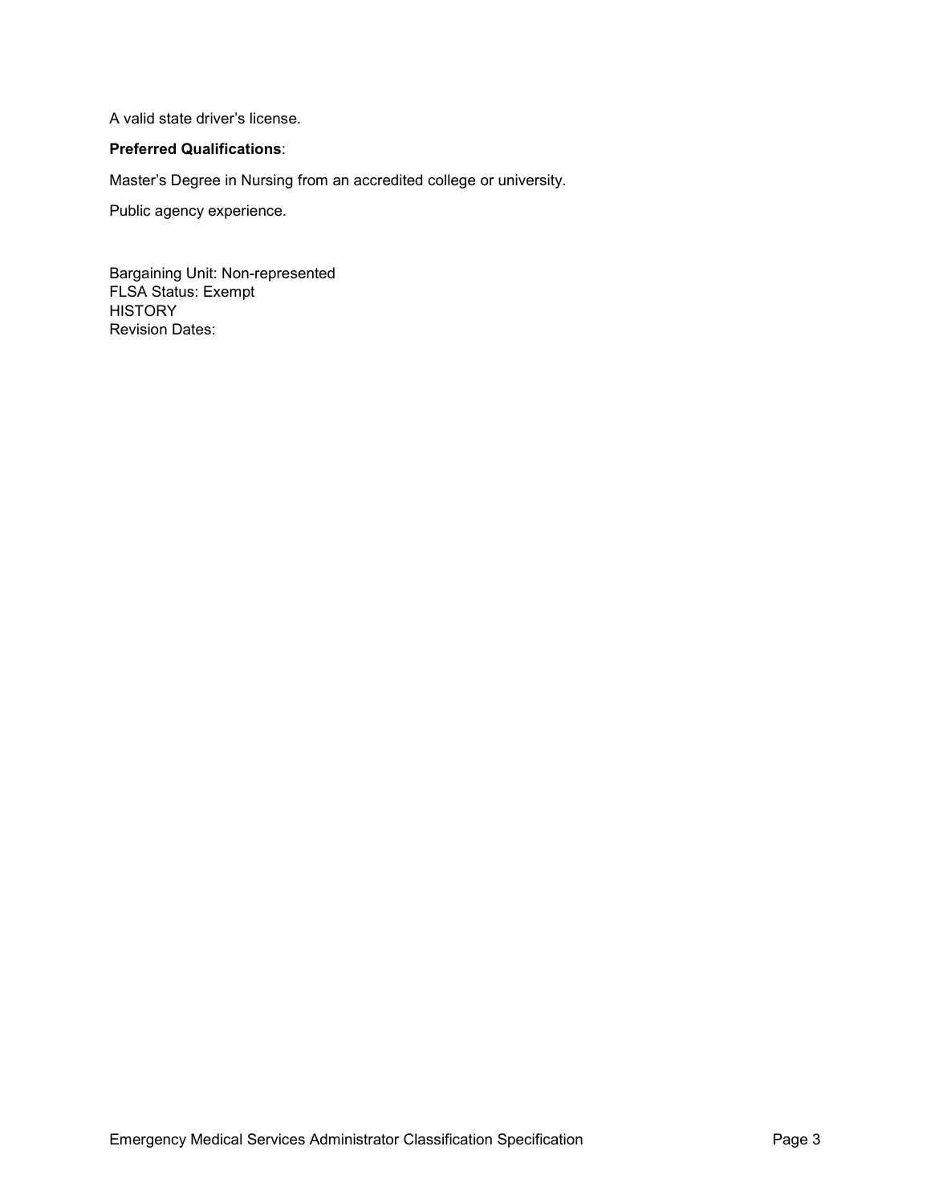A valid state driver's license.

**Preferred Qualifications**:

Master's Degree in Nursing from an accredited college or university.

Public agency experience.

Bargaining Unit: Non-represented
FLSA Status: Exempt
HISTORY
Revision Dates: